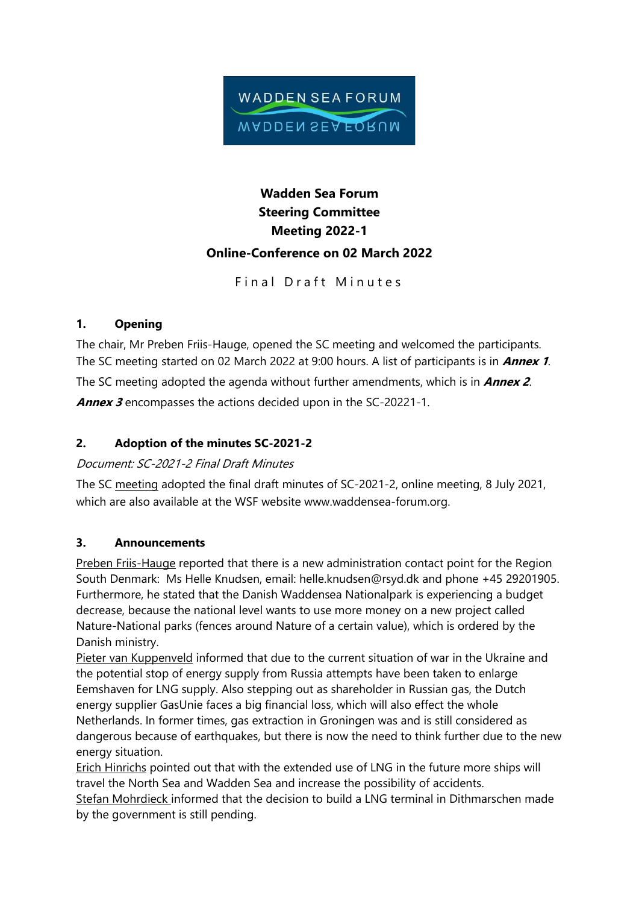**Wadden Sea Forum**
**Steering Committee**
**Meeting 2022-1**
**Online-Conference on 02 March 2022**

Final Draft Minutes

## 1. Opening

The chair, Mr Preben Friis-Hauge, opened the SC meeting and welcomed the participants. The SC meeting started on 02 March 2022 at 9:00 hours. A list of participants is in ***Annex 1***.

The SC meeting adopted the agenda without further amendments, which is in ***Annex 2***.

***Annex 3*** encompasses the actions decided upon in the SC-20221-1.

## 2. Adoption of the minutes SC-2021-2

*Document: SC-2021-2 Final Draft Minutes*

The SC meeting adopted the final draft minutes of SC-2021-2, online meeting, 8 July 2021, which are also available at the WSF website www.waddensea-forum.org.

## 3. Announcements

Preben Friis-Hauge reported that there is a new administration contact point for the Region South Denmark: Ms Helle Knudsen, email: helle.knudsen@rsyd.dk and phone +45 29201905. Furthermore, he stated that the Danish Waddensea Nationalpark is experiencing a budget decrease, because the national level wants to use more money on a new project called Nature-National parks (fences around Nature of a certain value), which is ordered by the Danish ministry.

Pieter van Kuppenveld informed that due to the current situation of war in the Ukraine and the potential stop of energy supply from Russia attempts have been taken to enlarge Eemshaven for LNG supply. Also stepping out as shareholder in Russian gas, the Dutch energy supplier GasUnie faces a big financial loss, which will also effect the whole Netherlands. In former times, gas extraction in Groningen was and is still considered as dangerous because of earthquakes, but there is now the need to think further due to the new energy situation.

Erich Hinrichs pointed out that with the extended use of LNG in the future more ships will travel the North Sea and Wadden Sea and increase the possibility of accidents.

Stefan Mohrdieck informed that the decision to build a LNG terminal in Dithmarschen made by the government is still pending.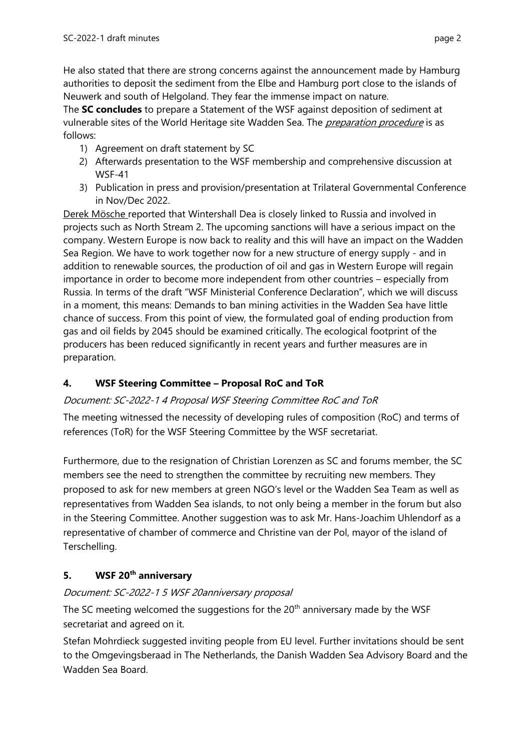He also stated that there are strong concerns against the announcement made by Hamburg authorities to deposit the sediment from the Elbe and Hamburg port close to the islands of Neuwerk and south of Helgoland. They fear the immense impact on nature.

The **SC concludes** to prepare a Statement of the WSF against deposition of sediment at vulnerable sites of the World Heritage site Wadden Sea. The *preparation procedure* is as follows:

1) Agreement on draft statement by SC
2) Afterwards presentation to the WSF membership and comprehensive discussion at WSF-41
3) Publication in press and provision/presentation at Trilateral Governmental Conference in Nov/Dec 2022.

Derek Mösche reported that Wintershall Dea is closely linked to Russia and involved in projects such as North Stream 2. The upcoming sanctions will have a serious impact on the company. Western Europe is now back to reality and this will have an impact on the Wadden Sea Region. We have to work together now for a new structure of energy supply - and in addition to renewable sources, the production of oil and gas in Western Europe will regain importance in order to become more independent from other countries – especially from Russia. In terms of the draft "WSF Ministerial Conference Declaration", which we will discuss in a moment, this means: Demands to ban mining activities in the Wadden Sea have little chance of success. From this point of view, the formulated goal of ending production from gas and oil fields by 2045 should be examined critically. The ecological footprint of the producers has been reduced significantly in recent years and further measures are in preparation.

## 4. WSF Steering Committee – Proposal RoC and ToR

*Document: SC-2022-1 4 Proposal WSF Steering Committee RoC and ToR*

The meeting witnessed the necessity of developing rules of composition (RoC) and terms of references (ToR) for the WSF Steering Committee by the WSF secretariat.

Furthermore, due to the resignation of Christian Lorenzen as SC and forums member, the SC members see the need to strengthen the committee by recruiting new members. They proposed to ask for new members at green NGO's level or the Wadden Sea Team as well as representatives from Wadden Sea islands, to not only being a member in the forum but also in the Steering Committee. Another suggestion was to ask Mr. Hans-Joachim Uhlendorf as a representative of chamber of commerce and Christine van der Pol, mayor of the island of Terschelling.

## 5. WSF 20th anniversary

*Document: SC-2022-1 5 WSF 20anniversary proposal*

The SC meeting welcomed the suggestions for the 20th anniversary made by the WSF secretariat and agreed on it.

Stefan Mohrdieck suggested inviting people from EU level. Further invitations should be sent to the Omgevingsberaad in The Netherlands, the Danish Wadden Sea Advisory Board and the Wadden Sea Board.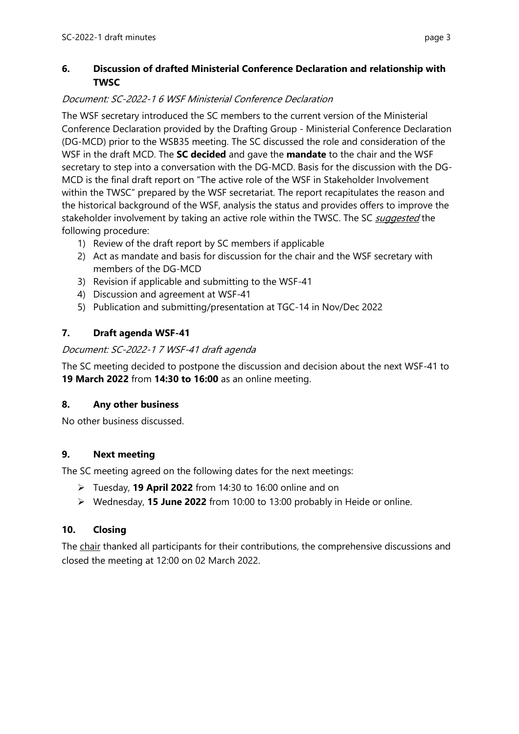## 6. Discussion of drafted Ministerial Conference Declaration and relationship with TWSC

*Document: SC-2022-1 6 WSF Ministerial Conference Declaration*

The WSF secretary introduced the SC members to the current version of the Ministerial Conference Declaration provided by the Drafting Group - Ministerial Conference Declaration (DG-MCD) prior to the WSB35 meeting. The SC discussed the role and consideration of the WSF in the draft MCD. The **SC decided** and gave the **mandate** to the chair and the WSF secretary to step into a conversation with the DG-MCD. Basis for the discussion with the DG-MCD is the final draft report on "The active role of the WSF in Stakeholder Involvement within the TWSC" prepared by the WSF secretariat. The report recapitulates the reason and the historical background of the WSF, analysis the status and provides offers to improve the stakeholder involvement by taking an active role within the TWSC. The SC *suggested* the following procedure:

1) Review of the draft report by SC members if applicable
2) Act as mandate and basis for discussion for the chair and the WSF secretary with members of the DG-MCD
3) Revision if applicable and submitting to the WSF-41
4) Discussion and agreement at WSF-41
5) Publication and submitting/presentation at TGC-14 in Nov/Dec 2022

## 7. Draft agenda WSF-41

*Document: SC-2022-1 7 WSF-41 draft agenda*

The SC meeting decided to postpone the discussion and decision about the next WSF-41 to **19 March 2022** from **14:30 to 16:00** as an online meeting.

## 8. Any other business

No other business discussed.

## 9. Next meeting

The SC meeting agreed on the following dates for the next meetings:

- Tuesday, **19 April 2022** from 14:30 to 16:00 online and on
- Wednesday, **15 June 2022** from 10:00 to 13:00 probably in Heide or online.

## 10. Closing

The chair thanked all participants for their contributions, the comprehensive discussions and closed the meeting at 12:00 on 02 March 2022.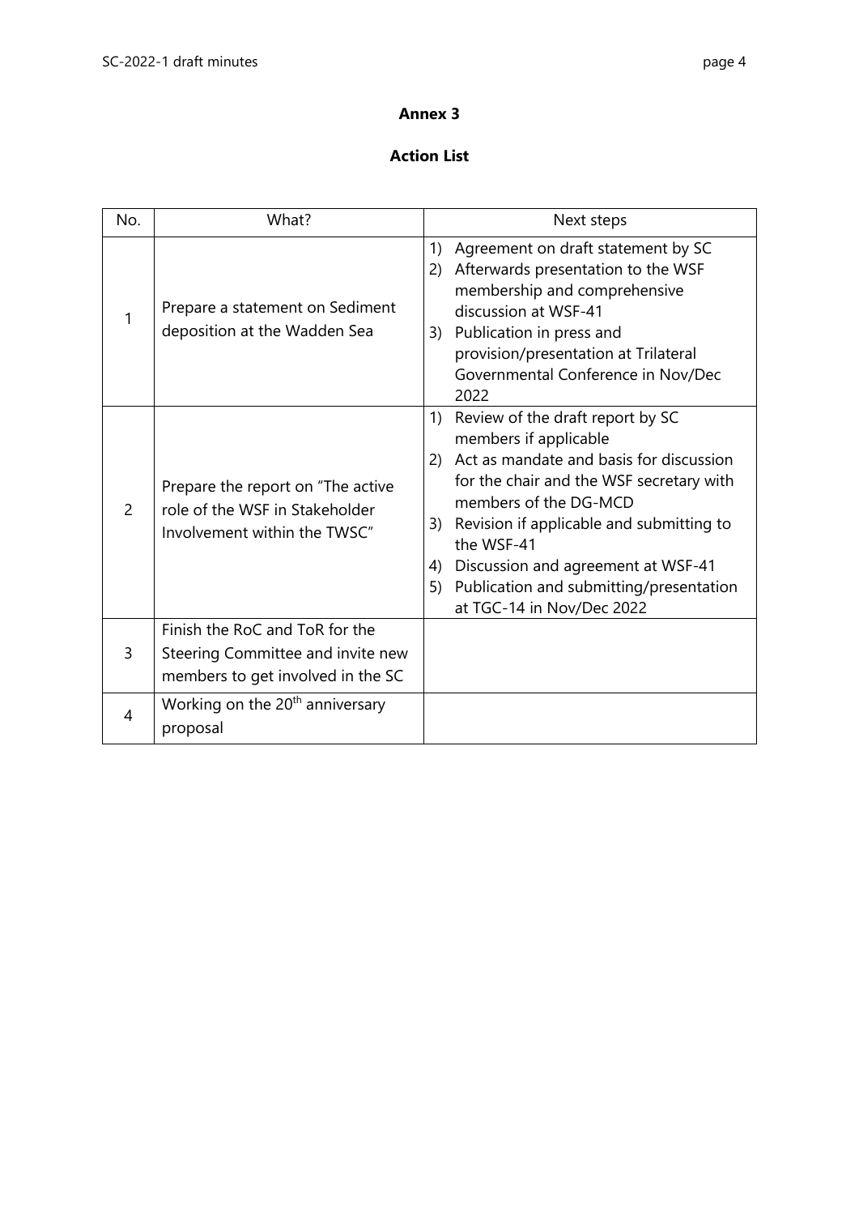## Annex 3

## Action List

| No. | What? | Next steps |
|---|---|---|
| 1 | Prepare a statement on Sediment deposition at the Wadden Sea | 1) Agreement on draft statement by SC<br>2) Afterwards presentation to the WSF membership and comprehensive discussion at WSF-41<br>3) Publication in press and provision/presentation at Trilateral Governmental Conference in Nov/Dec 2022 |
| 2 | Prepare the report on "The active role of the WSF in Stakeholder Involvement within the TWSC" | 1) Review of the draft report by SC members if applicable<br>2) Act as mandate and basis for discussion for the chair and the WSF secretary with members of the DG-MCD<br>3) Revision if applicable and submitting to the WSF-41<br>4) Discussion and agreement at WSF-41<br>5) Publication and submitting/presentation at TGC-14 in Nov/Dec 2022 |
| 3 | Finish the RoC and ToR for the Steering Committee and invite new members to get involved in the SC | |
| 4 | Working on the 20th anniversary proposal | |